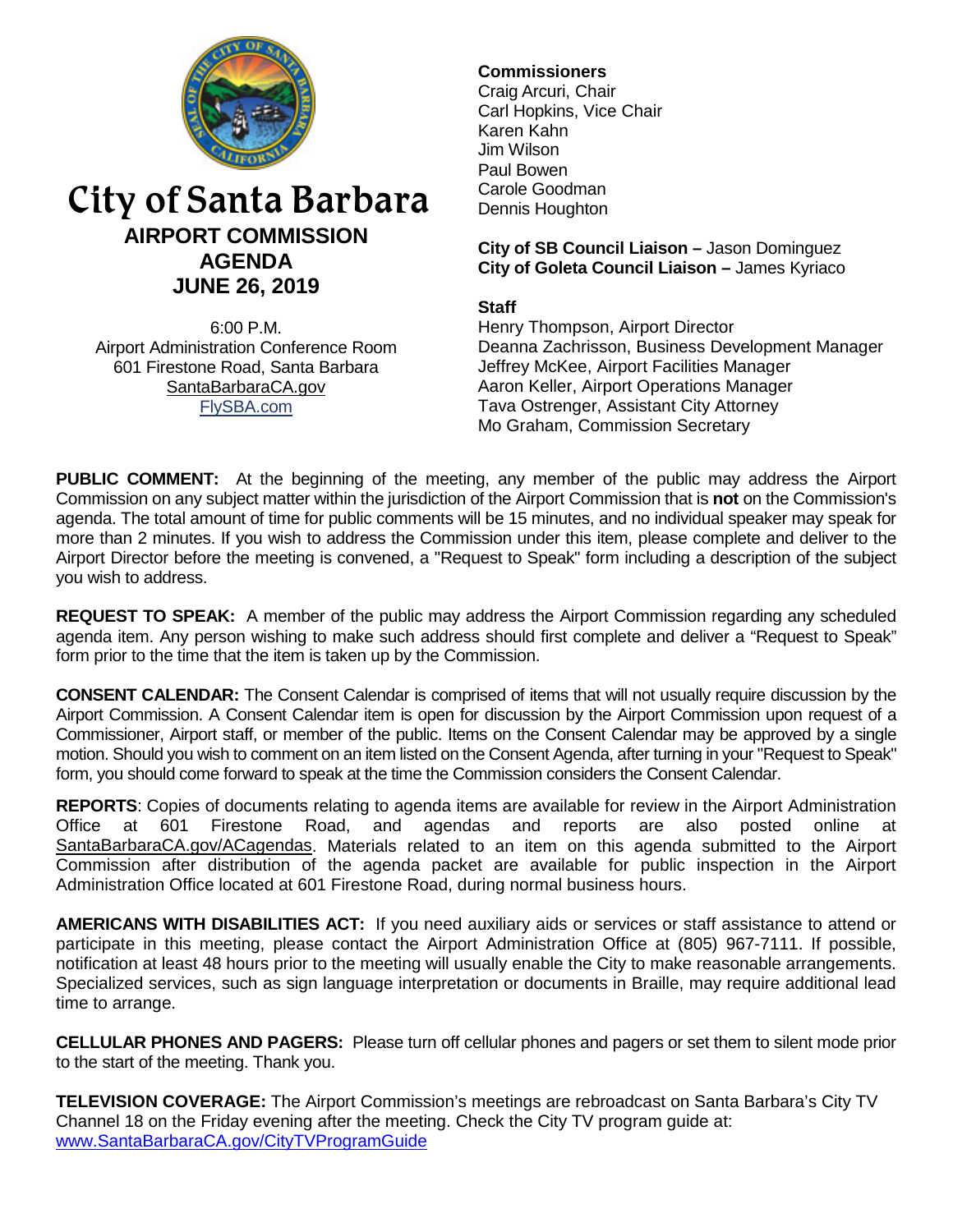# City of Santa Barbara

## AIRPORT COMMISSION AGENDA JUNE 26, 2019

6:00 P.M.
Airport Administration Conference Room
601 Firestone Road, Santa Barbara
SantaBarbaraCA.gov
FlySBA.com

**Commissioners**
Craig Arcuri, Chair
Carl Hopkins, Vice Chair
Karen Kahn
Jim Wilson
Paul Bowen
Carole Goodman
Dennis Houghton

**City of SB Council Liaison –** Jason Dominguez
**City of Goleta Council Liaison –** James Kyriaco

**Staff**
Henry Thompson, Airport Director
Deanna Zachrisson, Business Development Manager
Jeffrey McKee, Airport Facilities Manager
Aaron Keller, Airport Operations Manager
Tava Ostrenger, Assistant City Attorney
Mo Graham, Commission Secretary

**PUBLIC COMMENT:** At the beginning of the meeting, any member of the public may address the Airport Commission on any subject matter within the jurisdiction of the Airport Commission that is **not** on the Commission's agenda. The total amount of time for public comments will be 15 minutes, and no individual speaker may speak for more than 2 minutes. If you wish to address the Commission under this item, please complete and deliver to the Airport Director before the meeting is convened, a "Request to Speak" form including a description of the subject you wish to address.

**REQUEST TO SPEAK:** A member of the public may address the Airport Commission regarding any scheduled agenda item. Any person wishing to make such address should first complete and deliver a "Request to Speak" form prior to the time that the item is taken up by the Commission.

**CONSENT CALENDAR:** The Consent Calendar is comprised of items that will not usually require discussion by the Airport Commission. A Consent Calendar item is open for discussion by the Airport Commission upon request of a Commissioner, Airport staff, or member of the public. Items on the Consent Calendar may be approved by a single motion. Should you wish to comment on an item listed on the Consent Agenda, after turning in your "Request to Speak" form, you should come forward to speak at the time the Commission considers the Consent Calendar.

**REPORTS**: Copies of documents relating to agenda items are available for review in the Airport Administration Office at 601 Firestone Road, and agendas and reports are also posted online at SantaBarbaraCA.gov/ACagendas. Materials related to an item on this agenda submitted to the Airport Commission after distribution of the agenda packet are available for public inspection in the Airport Administration Office located at 601 Firestone Road, during normal business hours.

**AMERICANS WITH DISABILITIES ACT:** If you need auxiliary aids or services or staff assistance to attend or participate in this meeting, please contact the Airport Administration Office at (805) 967-7111. If possible, notification at least 48 hours prior to the meeting will usually enable the City to make reasonable arrangements. Specialized services, such as sign language interpretation or documents in Braille, may require additional lead time to arrange.

**CELLULAR PHONES AND PAGERS:** Please turn off cellular phones and pagers or set them to silent mode prior to the start of the meeting. Thank you.

**TELEVISION COVERAGE:** The Airport Commission's meetings are rebroadcast on Santa Barbara's City TV Channel 18 on the Friday evening after the meeting. Check the City TV program guide at: www.SantaBarbaraCA.gov/CityTVProgramGuide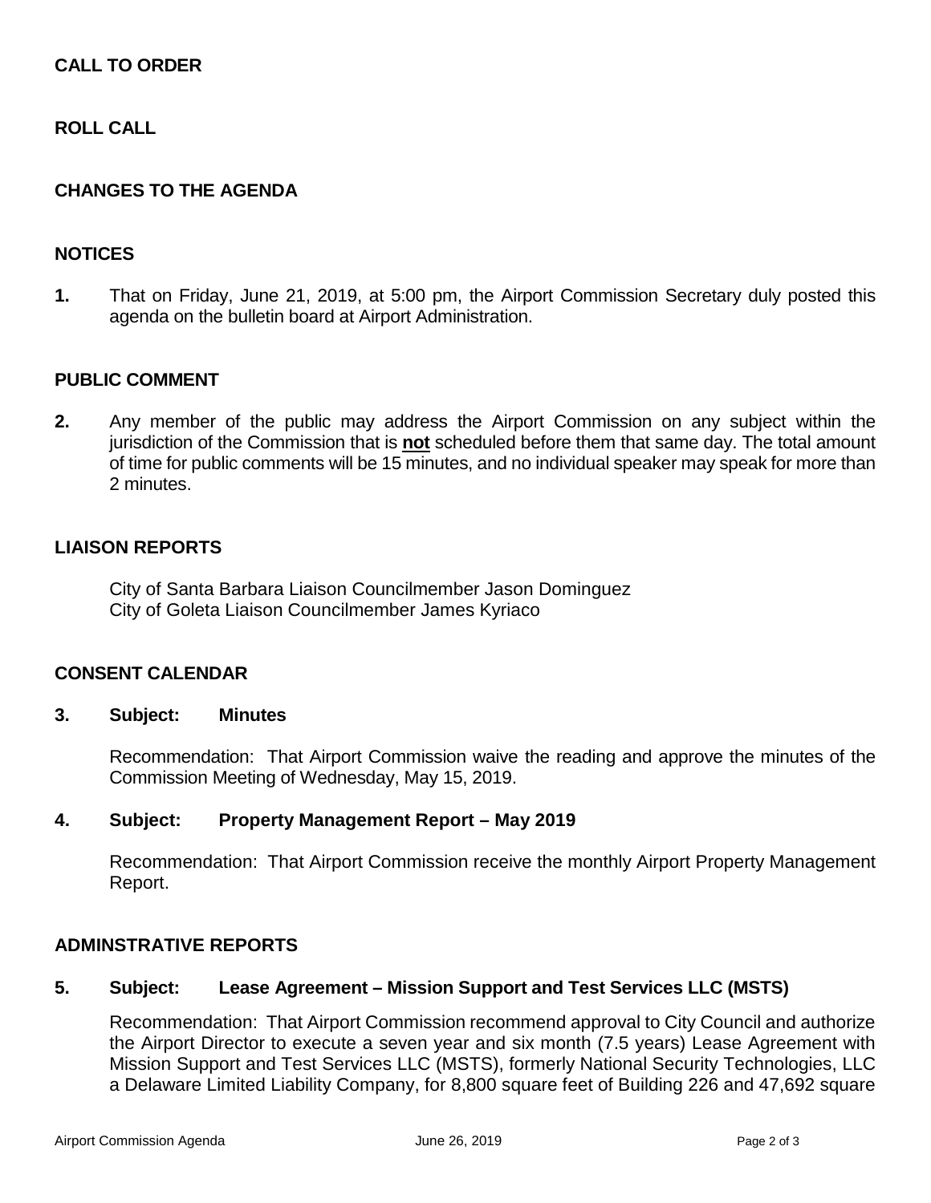## CALL TO ORDER

## ROLL CALL

## CHANGES TO THE AGENDA

## NOTICES

**1.** That on Friday, June 21, 2019, at 5:00 pm, the Airport Commission Secretary duly posted this agenda on the bulletin board at Airport Administration.

## PUBLIC COMMENT

**2.** Any member of the public may address the Airport Commission on any subject within the jurisdiction of the Commission that is **not** scheduled before them that same day. The total amount of time for public comments will be 15 minutes, and no individual speaker may speak for more than 2 minutes.

## LIAISON REPORTS

City of Santa Barbara Liaison Councilmember Jason Dominguez
City of Goleta Liaison Councilmember James Kyriaco

## CONSENT CALENDAR

**3. Subject: Minutes**

Recommendation: That Airport Commission waive the reading and approve the minutes of the Commission Meeting of Wednesday, May 15, 2019.

**4. Subject: Property Management Report – May 2019**

Recommendation: That Airport Commission receive the monthly Airport Property Management Report.

## ADMINSTRATIVE REPORTS

**5. Subject: Lease Agreement – Mission Support and Test Services LLC (MSTS)**

Recommendation: That Airport Commission recommend approval to City Council and authorize the Airport Director to execute a seven year and six month (7.5 years) Lease Agreement with Mission Support and Test Services LLC (MSTS), formerly National Security Technologies, LLC a Delaware Limited Liability Company, for 8,800 square feet of Building 226 and 47,692 square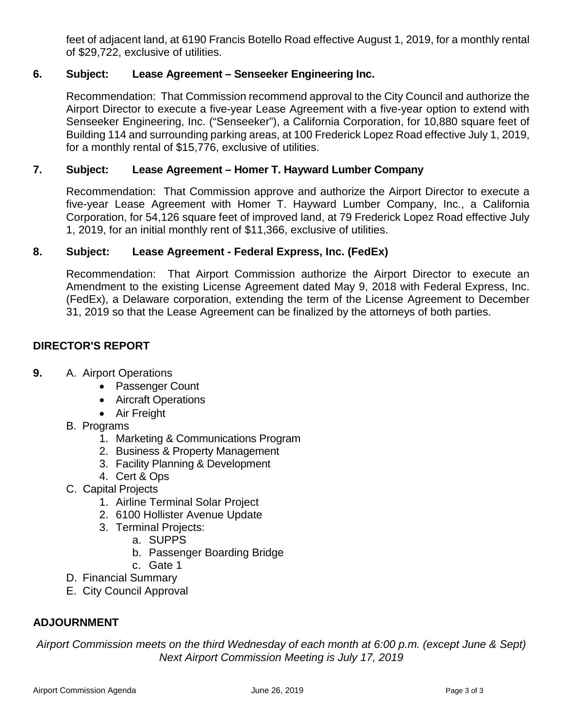feet of adjacent land, at 6190 Francis Botello Road effective August 1, 2019, for a monthly rental of $29,722, exclusive of utilities.

**6. Subject: Lease Agreement – Senseeker Engineering Inc.**

Recommendation: That Commission recommend approval to the City Council and authorize the Airport Director to execute a five-year Lease Agreement with a five-year option to extend with Senseeker Engineering, Inc. ("Senseeker"), a California Corporation, for 10,880 square feet of Building 114 and surrounding parking areas, at 100 Frederick Lopez Road effective July 1, 2019, for a monthly rental of $15,776, exclusive of utilities.

**7. Subject: Lease Agreement – Homer T. Hayward Lumber Company**

Recommendation: That Commission approve and authorize the Airport Director to execute a five-year Lease Agreement with Homer T. Hayward Lumber Company, Inc., a California Corporation, for 54,126 square feet of improved land, at 79 Frederick Lopez Road effective July 1, 2019, for an initial monthly rent of $11,366, exclusive of utilities.

**8. Subject: Lease Agreement - Federal Express, Inc. (FedEx)**

Recommendation: That Airport Commission authorize the Airport Director to execute an Amendment to the existing License Agreement dated May 9, 2018 with Federal Express, Inc. (FedEx), a Delaware corporation, extending the term of the License Agreement to December 31, 2019 so that the Lease Agreement can be finalized by the attorneys of both parties.

## DIRECTOR'S REPORT

**9.** A. Airport Operations
- Passenger Count
- Aircraft Operations
- Air Freight

B. Programs
1. Marketing & Communications Program
2. Business & Property Management
3. Facility Planning & Development
4. Cert & Ops

C. Capital Projects
1. Airline Terminal Solar Project
2. 6100 Hollister Avenue Update
3. Terminal Projects:
   a. SUPPS
   b. Passenger Boarding Bridge
   c. Gate 1

D. Financial Summary

E. City Council Approval

## ADJOURNMENT

*Airport Commission meets on the third Wednesday of each month at 6:00 p.m. (except June & Sept)*
*Next Airport Commission Meeting is July 17, 2019*